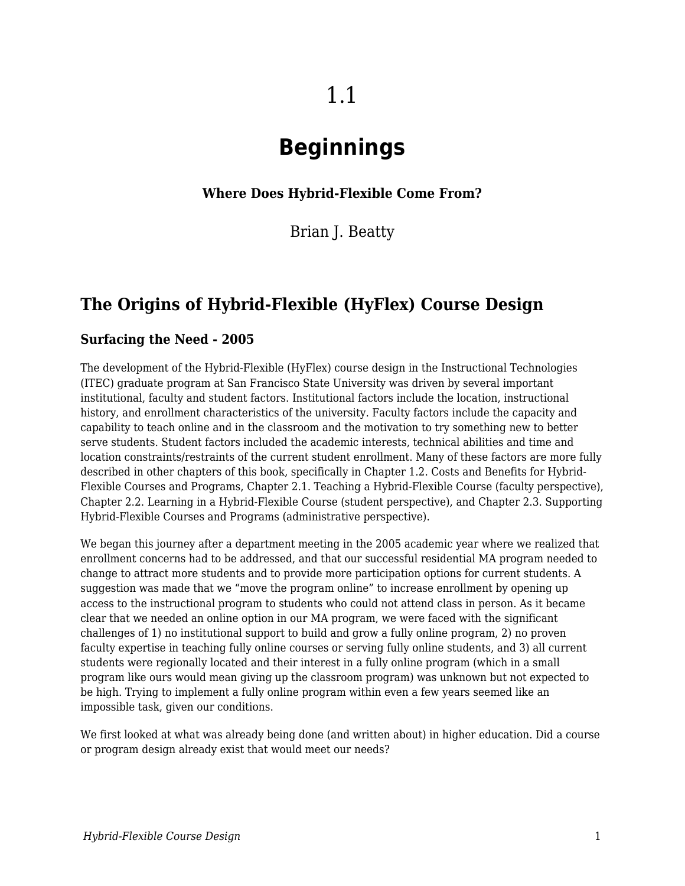# 1.1

# Beginnings

**Where Does Hybrid-Flexible Come From?**

Brian J. Beatty

## The Origins of Hybrid-Flexible (HyFlex) Course Design

### Surfacing the Need - 2005

The development of the Hybrid-Flexible (HyFlex) course design in the Instructional Technologies (ITEC) graduate program at San Francisco State University was driven by several important institutional, faculty and student factors. Institutional factors include the location, instructional history, and enrollment characteristics of the university. Faculty factors include the capacity and capability to teach online and in the classroom and the motivation to try something new to better serve students. Student factors included the academic interests, technical abilities and time and location constraints/restraints of the current student enrollment. Many of these factors are more fully described in other chapters of this book, specifically in Chapter 1.2. Costs and Benefits for Hybrid-Flexible Courses and Programs, Chapter 2.1. Teaching a Hybrid-Flexible Course (faculty perspective), Chapter 2.2. Learning in a Hybrid-Flexible Course (student perspective), and Chapter 2.3. Supporting Hybrid-Flexible Courses and Programs (administrative perspective).

We began this journey after a department meeting in the 2005 academic year where we realized that enrollment concerns had to be addressed, and that our successful residential MA program needed to change to attract more students and to provide more participation options for current students. A suggestion was made that we "move the program online" to increase enrollment by opening up access to the instructional program to students who could not attend class in person. As it became clear that we needed an online option in our MA program, we were faced with the significant challenges of 1) no institutional support to build and grow a fully online program, 2) no proven faculty expertise in teaching fully online courses or serving fully online students, and 3) all current students were regionally located and their interest in a fully online program (which in a small program like ours would mean giving up the classroom program) was unknown but not expected to be high. Trying to implement a fully online program within even a few years seemed like an impossible task, given our conditions.

We first looked at what was already being done (and written about) in higher education. Did a course or program design already exist that would meet our needs?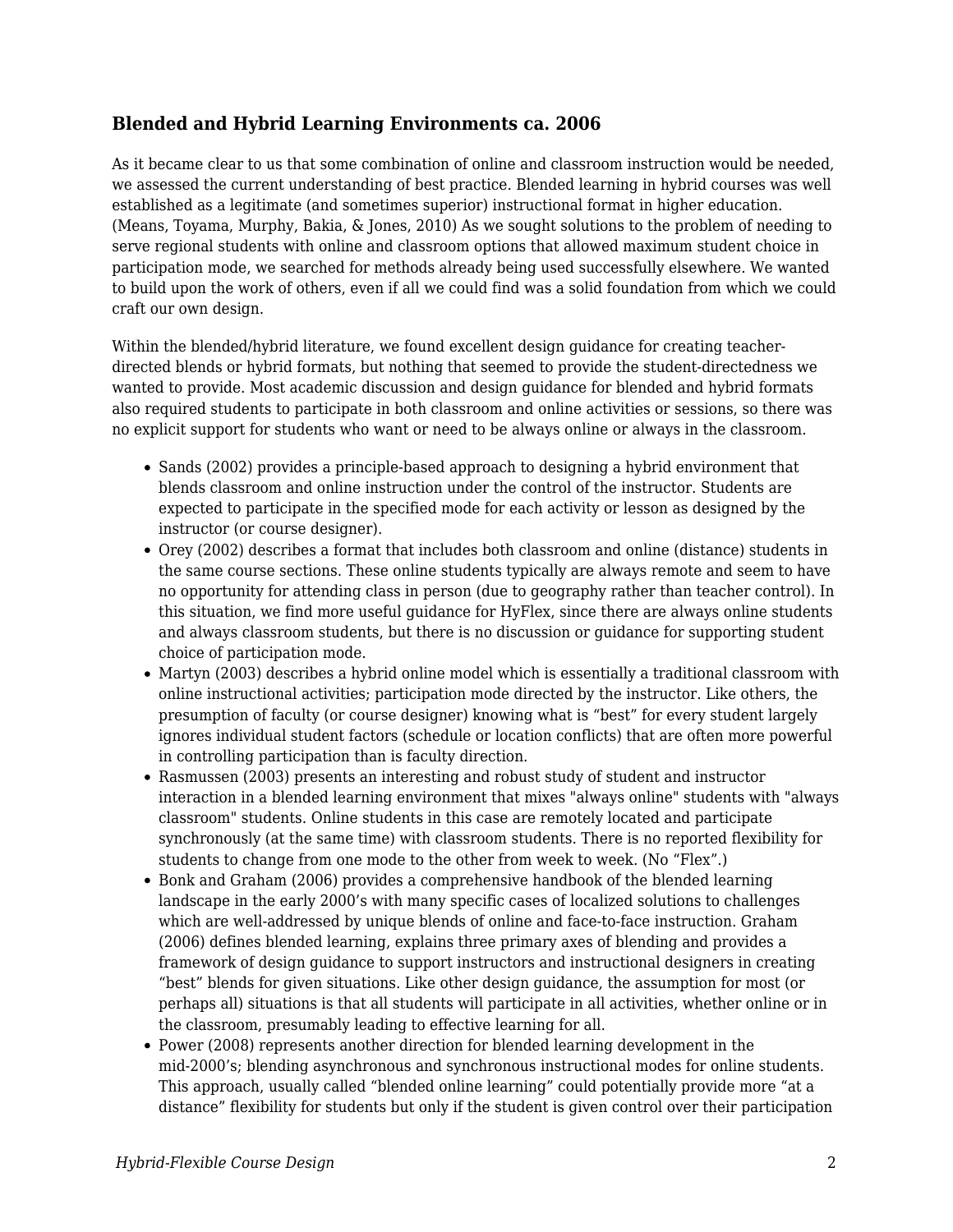### Blended and Hybrid Learning Environments ca. 2006

As it became clear to us that some combination of online and classroom instruction would be needed, we assessed the current understanding of best practice. Blended learning in hybrid courses was well established as a legitimate (and sometimes superior) instructional format in higher education. (Means, Toyama, Murphy, Bakia, & Jones, 2010) As we sought solutions to the problem of needing to serve regional students with online and classroom options that allowed maximum student choice in participation mode, we searched for methods already being used successfully elsewhere. We wanted to build upon the work of others, even if all we could find was a solid foundation from which we could craft our own design.

Within the blended/hybrid literature, we found excellent design guidance for creating teacher-directed blends or hybrid formats, but nothing that seemed to provide the student-directedness we wanted to provide. Most academic discussion and design guidance for blended and hybrid formats also required students to participate in both classroom and online activities or sessions, so there was no explicit support for students who want or need to be always online or always in the classroom.

- Sands (2002) provides a principle-based approach to designing a hybrid environment that blends classroom and online instruction under the control of the instructor. Students are expected to participate in the specified mode for each activity or lesson as designed by the instructor (or course designer).
- Orey (2002) describes a format that includes both classroom and online (distance) students in the same course sections. These online students typically are always remote and seem to have no opportunity for attending class in person (due to geography rather than teacher control). In this situation, we find more useful guidance for HyFlex, since there are always online students and always classroom students, but there is no discussion or guidance for supporting student choice of participation mode.
- Martyn (2003) describes a hybrid online model which is essentially a traditional classroom with online instructional activities; participation mode directed by the instructor. Like others, the presumption of faculty (or course designer) knowing what is “best” for every student largely ignores individual student factors (schedule or location conflicts) that are often more powerful in controlling participation than is faculty direction.
- Rasmussen (2003) presents an interesting and robust study of student and instructor interaction in a blended learning environment that mixes "always online" students with "always classroom" students. Online students in this case are remotely located and participate synchronously (at the same time) with classroom students. There is no reported flexibility for students to change from one mode to the other from week to week. (No “Flex”.)
- Bonk and Graham (2006) provides a comprehensive handbook of the blended learning landscape in the early 2000’s with many specific cases of localized solutions to challenges which are well-addressed by unique blends of online and face-to-face instruction. Graham (2006) defines blended learning, explains three primary axes of blending and provides a framework of design guidance to support instructors and instructional designers in creating “best” blends for given situations. Like other design guidance, the assumption for most (or perhaps all) situations is that all students will participate in all activities, whether online or in the classroom, presumably leading to effective learning for all.
- Power (2008) represents another direction for blended learning development in the mid-2000’s; blending asynchronous and synchronous instructional modes for online students. This approach, usually called “blended online learning” could potentially provide more “at a distance” flexibility for students but only if the student is given control over their participation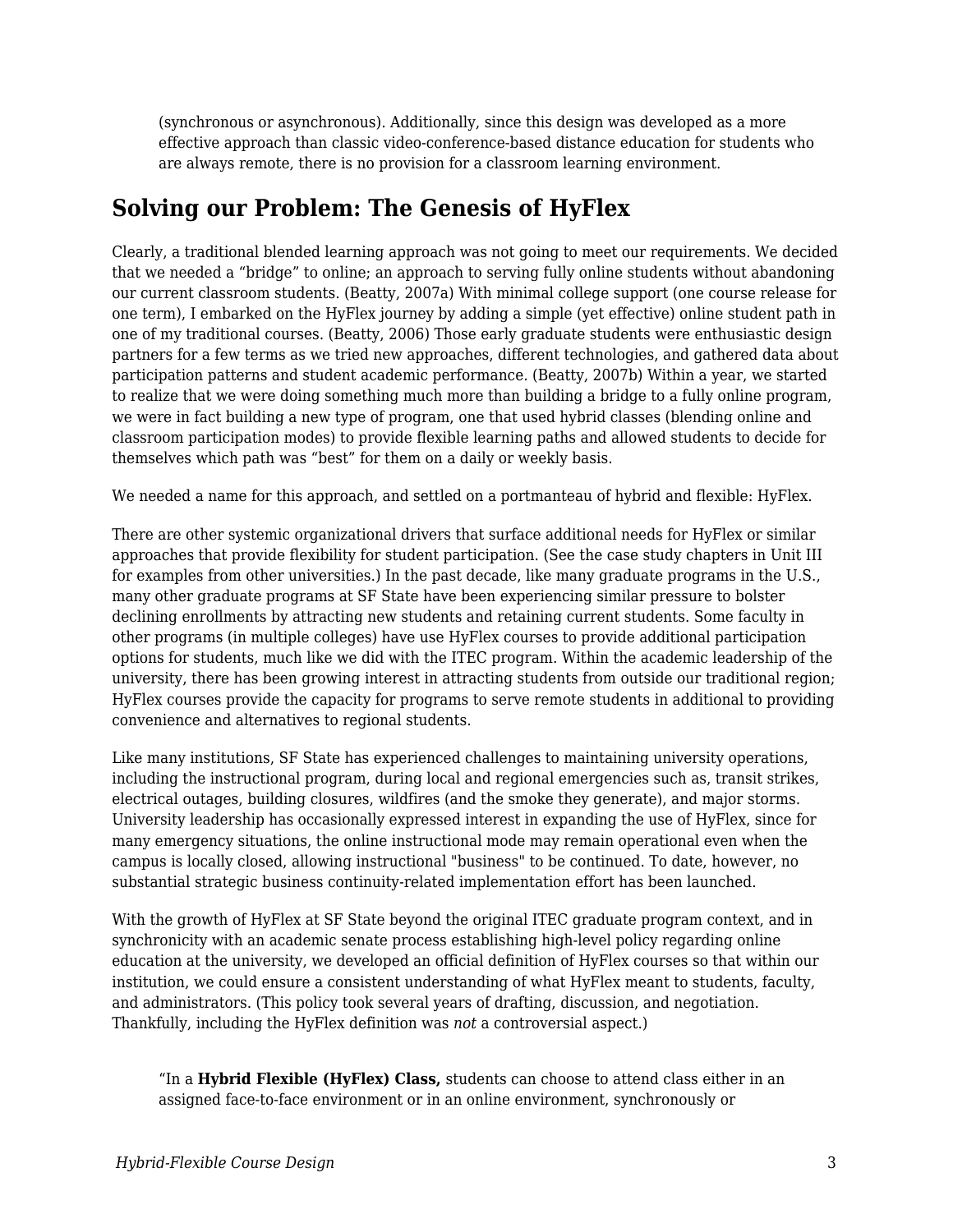(synchronous or asynchronous). Additionally, since this design was developed as a more effective approach than classic video-conference-based distance education for students who are always remote, there is no provision for a classroom learning environment.

## Solving our Problem: The Genesis of HyFlex

Clearly, a traditional blended learning approach was not going to meet our requirements. We decided that we needed a "bridge" to online; an approach to serving fully online students without abandoning our current classroom students. (Beatty, 2007a) With minimal college support (one course release for one term), I embarked on the HyFlex journey by adding a simple (yet effective) online student path in one of my traditional courses. (Beatty, 2006) Those early graduate students were enthusiastic design partners for a few terms as we tried new approaches, different technologies, and gathered data about participation patterns and student academic performance. (Beatty, 2007b) Within a year, we started to realize that we were doing something much more than building a bridge to a fully online program, we were in fact building a new type of program, one that used hybrid classes (blending online and classroom participation modes) to provide flexible learning paths and allowed students to decide for themselves which path was "best" for them on a daily or weekly basis.

We needed a name for this approach, and settled on a portmanteau of hybrid and flexible: HyFlex.

There are other systemic organizational drivers that surface additional needs for HyFlex or similar approaches that provide flexibility for student participation. (See the case study chapters in Unit III for examples from other universities.) In the past decade, like many graduate programs in the U.S., many other graduate programs at SF State have been experiencing similar pressure to bolster declining enrollments by attracting new students and retaining current students. Some faculty in other programs (in multiple colleges) have use HyFlex courses to provide additional participation options for students, much like we did with the ITEC program. Within the academic leadership of the university, there has been growing interest in attracting students from outside our traditional region; HyFlex courses provide the capacity for programs to serve remote students in additional to providing convenience and alternatives to regional students.

Like many institutions, SF State has experienced challenges to maintaining university operations, including the instructional program, during local and regional emergencies such as, transit strikes, electrical outages, building closures, wildfires (and the smoke they generate), and major storms. University leadership has occasionally expressed interest in expanding the use of HyFlex, since for many emergency situations, the online instructional mode may remain operational even when the campus is locally closed, allowing instructional "business" to be continued. To date, however, no substantial strategic business continuity-related implementation effort has been launched.

With the growth of HyFlex at SF State beyond the original ITEC graduate program context, and in synchronicity with an academic senate process establishing high-level policy regarding online education at the university, we developed an official definition of HyFlex courses so that within our institution, we could ensure a consistent understanding of what HyFlex meant to students, faculty, and administrators. (This policy took several years of drafting, discussion, and negotiation. Thankfully, including the HyFlex definition was *not* a controversial aspect.)

> "In a **Hybrid Flexible (HyFlex) Class,** students can choose to attend class either in an assigned face-to-face environment or in an online environment, synchronously or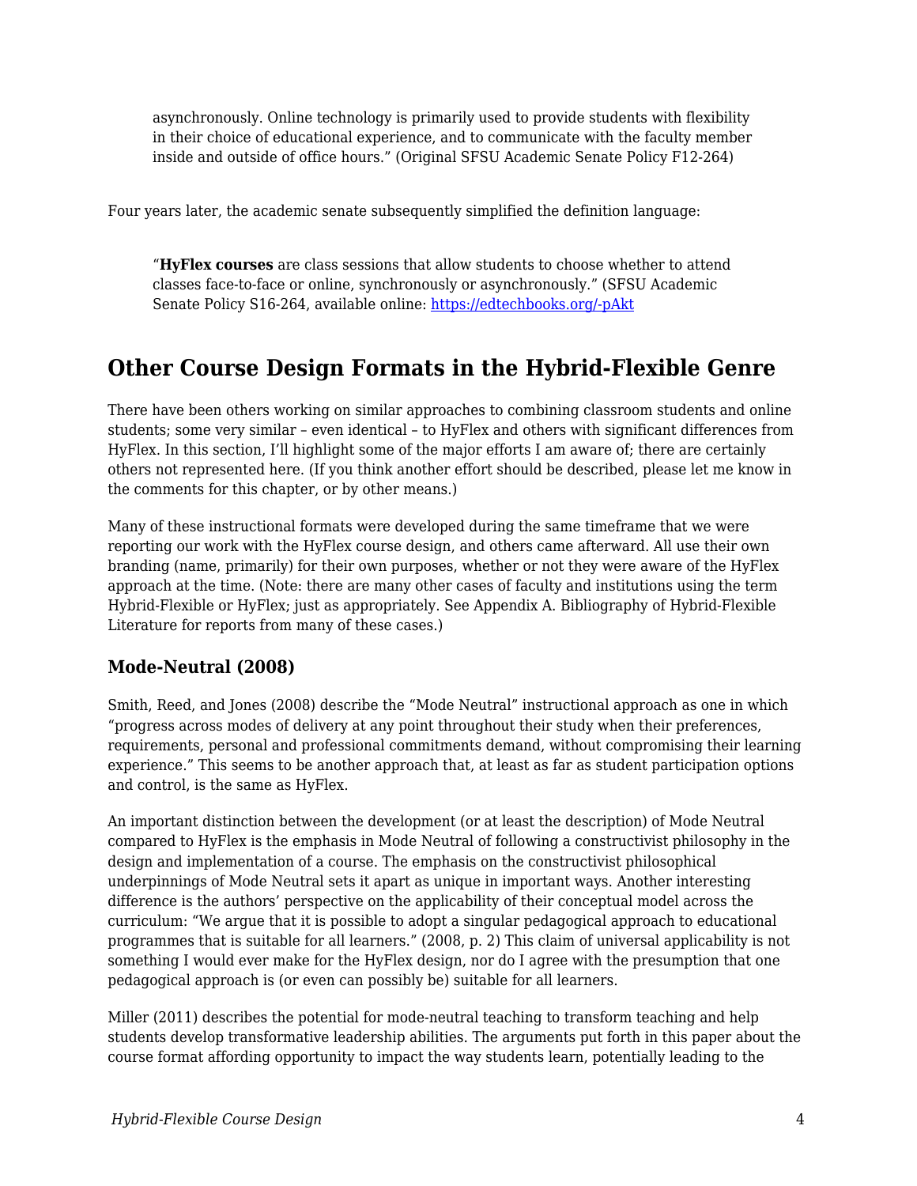> asynchronously. Online technology is primarily used to provide students with flexibility in their choice of educational experience, and to communicate with the faculty member inside and outside of office hours." (Original SFSU Academic Senate Policy F12-264)

Four years later, the academic senate subsequently simplified the definition language:

> "**HyFlex courses** are class sessions that allow students to choose whether to attend classes face-to-face or online, synchronously or asynchronously." (SFSU Academic Senate Policy S16-264, available online: https://edtechbooks.org/-pAkt

## Other Course Design Formats in the Hybrid-Flexible Genre

There have been others working on similar approaches to combining classroom students and online students; some very similar – even identical – to HyFlex and others with significant differences from HyFlex. In this section, I'll highlight some of the major efforts I am aware of; there are certainly others not represented here. (If you think another effort should be described, please let me know in the comments for this chapter, or by other means.)

Many of these instructional formats were developed during the same timeframe that we were reporting our work with the HyFlex course design, and others came afterward. All use their own branding (name, primarily) for their own purposes, whether or not they were aware of the HyFlex approach at the time. (Note: there are many other cases of faculty and institutions using the term Hybrid-Flexible or HyFlex; just as appropriately. See Appendix A. Bibliography of Hybrid-Flexible Literature for reports from many of these cases.)

### Mode-Neutral (2008)

Smith, Reed, and Jones (2008) describe the "Mode Neutral" instructional approach as one in which "progress across modes of delivery at any point throughout their study when their preferences, requirements, personal and professional commitments demand, without compromising their learning experience." This seems to be another approach that, at least as far as student participation options and control, is the same as HyFlex.

An important distinction between the development (or at least the description) of Mode Neutral compared to HyFlex is the emphasis in Mode Neutral of following a constructivist philosophy in the design and implementation of a course. The emphasis on the constructivist philosophical underpinnings of Mode Neutral sets it apart as unique in important ways. Another interesting difference is the authors' perspective on the applicability of their conceptual model across the curriculum: "We argue that it is possible to adopt a singular pedagogical approach to educational programmes that is suitable for all learners." (2008, p. 2) This claim of universal applicability is not something I would ever make for the HyFlex design, nor do I agree with the presumption that one pedagogical approach is (or even can possibly be) suitable for all learners.

Miller (2011) describes the potential for mode-neutral teaching to transform teaching and help students develop transformative leadership abilities. The arguments put forth in this paper about the course format affording opportunity to impact the way students learn, potentially leading to the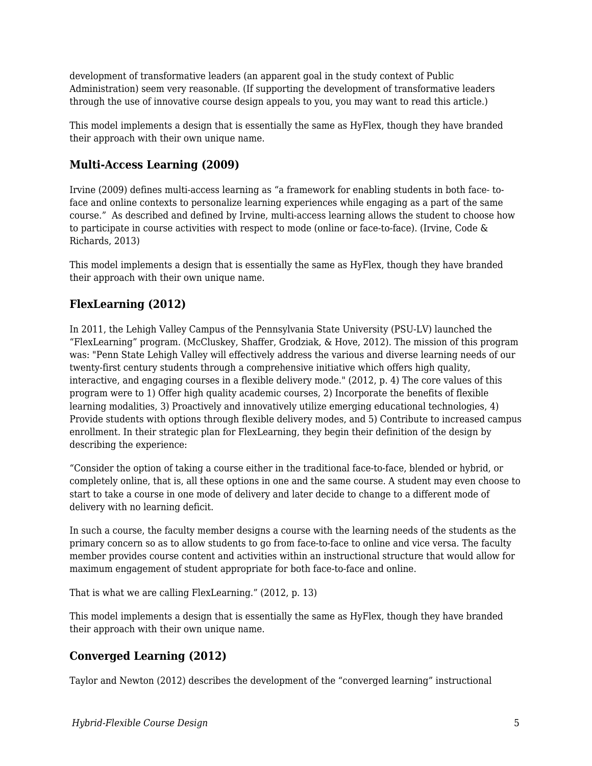development of transformative leaders (an apparent goal in the study context of Public Administration) seem very reasonable. (If supporting the development of transformative leaders through the use of innovative course design appeals to you, you may want to read this article.)

This model implements a design that is essentially the same as HyFlex, though they have branded their approach with their own unique name.

### Multi-Access Learning (2009)

Irvine (2009) defines multi-access learning as "a framework for enabling students in both face- to-face and online contexts to personalize learning experiences while engaging as a part of the same course."  As described and defined by Irvine, multi-access learning allows the student to choose how to participate in course activities with respect to mode (online or face-to-face). (Irvine, Code & Richards, 2013)

This model implements a design that is essentially the same as HyFlex, though they have branded their approach with their own unique name.

### FlexLearning (2012)

In 2011, the Lehigh Valley Campus of the Pennsylvania State University (PSU-LV) launched the "FlexLearning" program. (McCluskey, Shaffer, Grodziak, & Hove, 2012). The mission of this program was: "Penn State Lehigh Valley will effectively address the various and diverse learning needs of our twenty-first century students through a comprehensive initiative which offers high quality, interactive, and engaging courses in a flexible delivery mode." (2012, p. 4) The core values of this program were to 1) Offer high quality academic courses, 2) Incorporate the benefits of flexible learning modalities, 3) Proactively and innovatively utilize emerging educational technologies, 4) Provide students with options through flexible delivery modes, and 5) Contribute to increased campus enrollment. In their strategic plan for FlexLearning, they begin their definition of the design by describing the experience:

"Consider the option of taking a course either in the traditional face-to-face, blended or hybrid, or completely online, that is, all these options in one and the same course. A student may even choose to start to take a course in one mode of delivery and later decide to change to a different mode of delivery with no learning deficit.

In such a course, the faculty member designs a course with the learning needs of the students as the primary concern so as to allow students to go from face-to-face to online and vice versa. The faculty member provides course content and activities within an instructional structure that would allow for maximum engagement of student appropriate for both face-to-face and online.

That is what we are calling FlexLearning." (2012, p. 13)

This model implements a design that is essentially the same as HyFlex, though they have branded their approach with their own unique name.

### Converged Learning (2012)

Taylor and Newton (2012) describes the development of the "converged learning" instructional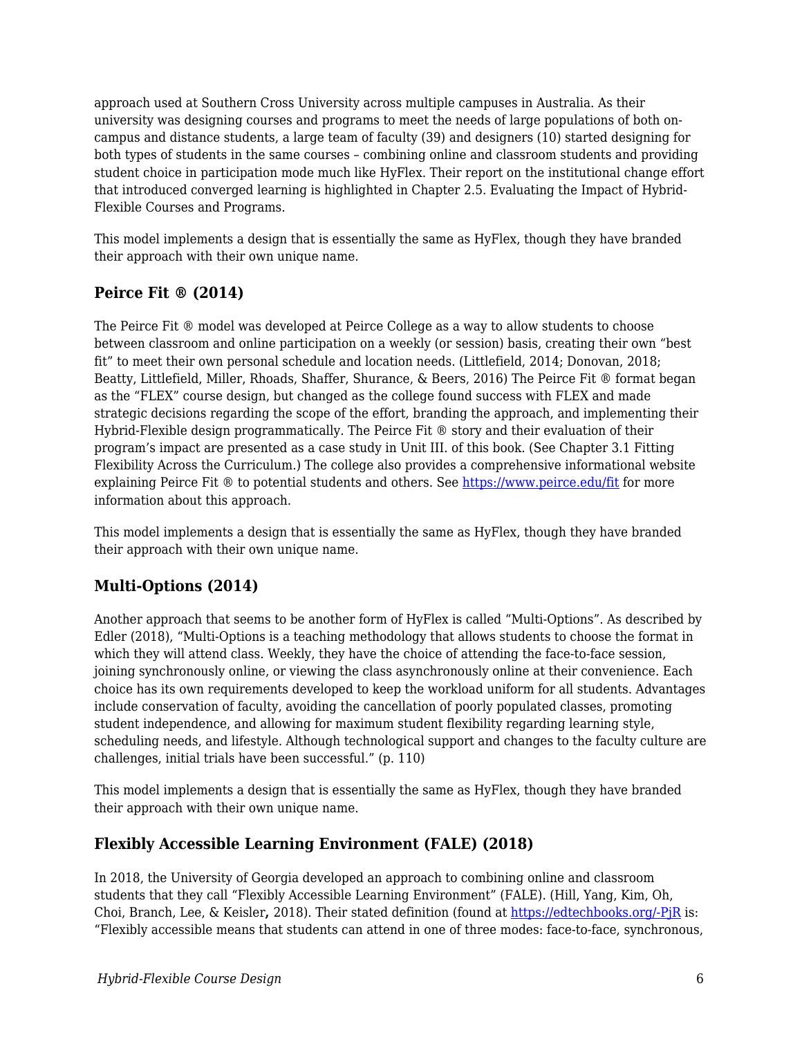approach used at Southern Cross University across multiple campuses in Australia. As their university was designing courses and programs to meet the needs of large populations of both on-campus and distance students, a large team of faculty (39) and designers (10) started designing for both types of students in the same courses – combining online and classroom students and providing student choice in participation mode much like HyFlex. Their report on the institutional change effort that introduced converged learning is highlighted in Chapter 2.5. Evaluating the Impact of Hybrid-Flexible Courses and Programs.

This model implements a design that is essentially the same as HyFlex, though they have branded their approach with their own unique name.

### Peirce Fit ® (2014)

The Peirce Fit ® model was developed at Peirce College as a way to allow students to choose between classroom and online participation on a weekly (or session) basis, creating their own "best fit" to meet their own personal schedule and location needs. (Littlefield, 2014; Donovan, 2018; Beatty, Littlefield, Miller, Rhoads, Shaffer, Shurance, & Beers, 2016) The Peirce Fit ® format began as the "FLEX" course design, but changed as the college found success with FLEX and made strategic decisions regarding the scope of the effort, branding the approach, and implementing their Hybrid-Flexible design programmatically. The Peirce Fit ® story and their evaluation of their program's impact are presented as a case study in Unit III. of this book. (See Chapter 3.1 Fitting Flexibility Across the Curriculum.) The college also provides a comprehensive informational website explaining Peirce Fit ® to potential students and others. See [https://www.peirce.edu/fit](https://www.peirce.edu/fit) for more information about this approach.

This model implements a design that is essentially the same as HyFlex, though they have branded their approach with their own unique name.

### Multi-Options (2014)

Another approach that seems to be another form of HyFlex is called "Multi-Options". As described by Edler (2018), "Multi-Options is a teaching methodology that allows students to choose the format in which they will attend class. Weekly, they have the choice of attending the face-to-face session, joining synchronously online, or viewing the class asynchronously online at their convenience. Each choice has its own requirements developed to keep the workload uniform for all students. Advantages include conservation of faculty, avoiding the cancellation of poorly populated classes, promoting student independence, and allowing for maximum student flexibility regarding learning style, scheduling needs, and lifestyle. Although technological support and changes to the faculty culture are challenges, initial trials have been successful." (p. 110)

This model implements a design that is essentially the same as HyFlex, though they have branded their approach with their own unique name.

### Flexibly Accessible Learning Environment (FALE) (2018)

In 2018, the University of Georgia developed an approach to combining online and classroom students that they call "Flexibly Accessible Learning Environment" (FALE). (Hill, Yang, Kim, Oh, Choi, Branch, Lee, & Keisler**,** 2018). Their stated definition (found at [https://edtechbooks.org/-PjR](https://edtechbooks.org/-PjR) is: "Flexibly accessible means that students can attend in one of three modes: face-to-face, synchronous,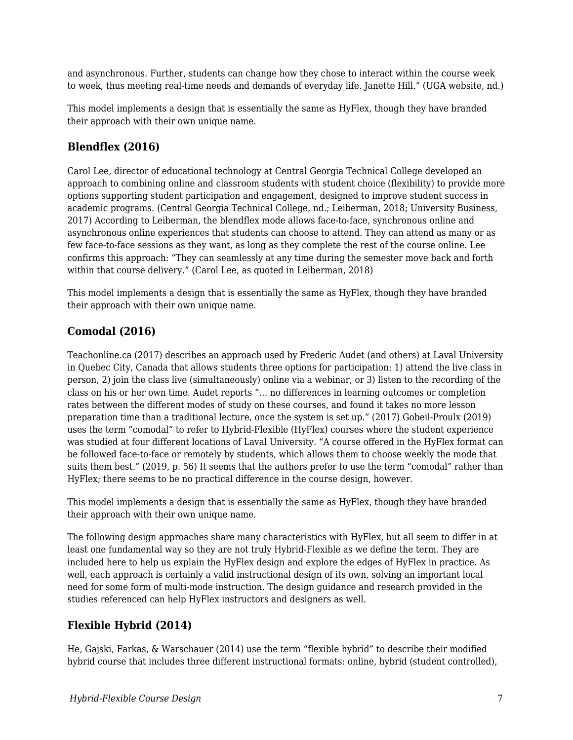and asynchronous. Further, students can change how they chose to interact within the course week to week, thus meeting real-time needs and demands of everyday life. Janette Hill." (UGA website, nd.)

This model implements a design that is essentially the same as HyFlex, though they have branded their approach with their own unique name.

### Blendflex (2016)

Carol Lee, director of educational technology at Central Georgia Technical College developed an approach to combining online and classroom students with student choice (flexibility) to provide more options supporting student participation and engagement, designed to improve student success in academic programs. (Central Georgia Technical College, nd.; Leiberman, 2018; University Business, 2017) According to Leiberman, the blendflex mode allows face-to-face, synchronous online and asynchronous online experiences that students can choose to attend. They can attend as many or as few face-to-face sessions as they want, as long as they complete the rest of the course online. Lee confirms this approach: "They can seamlessly at any time during the semester move back and forth within that course delivery." (Carol Lee, as quoted in Leiberman, 2018)

This model implements a design that is essentially the same as HyFlex, though they have branded their approach with their own unique name.

### Comodal (2016)

Teachonline.ca (2017) describes an approach used by Frederic Audet (and others) at Laval University in Quebec City, Canada that allows students three options for participation: 1) attend the live class in person, 2) join the class live (simultaneously) online via a webinar, or 3) listen to the recording of the class on his or her own time. Audet reports "... no differences in learning outcomes or completion rates between the different modes of study on these courses, and found it takes no more lesson preparation time than a traditional lecture, once the system is set up." (2017) Gobeil-Proulx (2019) uses the term "comodal" to refer to Hybrid-Flexible (HyFlex) courses where the student experience was studied at four different locations of Laval University. "A course offered in the HyFlex format can be followed face-to-face or remotely by students, which allows them to choose weekly the mode that suits them best." (2019, p. 56) It seems that the authors prefer to use the term "comodal" rather than HyFlex; there seems to be no practical difference in the course design, however.

This model implements a design that is essentially the same as HyFlex, though they have branded their approach with their own unique name.

The following design approaches share many characteristics with HyFlex, but all seem to differ in at least one fundamental way so they are not truly Hybrid-Flexible as we define the term. They are included here to help us explain the HyFlex design and explore the edges of HyFlex in practice. As well, each approach is certainly a valid instructional design of its own, solving an important local need for some form of multi-mode instruction. The design guidance and research provided in the studies referenced can help HyFlex instructors and designers as well.

### Flexible Hybrid (2014)

He, Gajski, Farkas, & Warschauer (2014) use the term "flexible hybrid" to describe their modified hybrid course that includes three different instructional formats: online, hybrid (student controlled),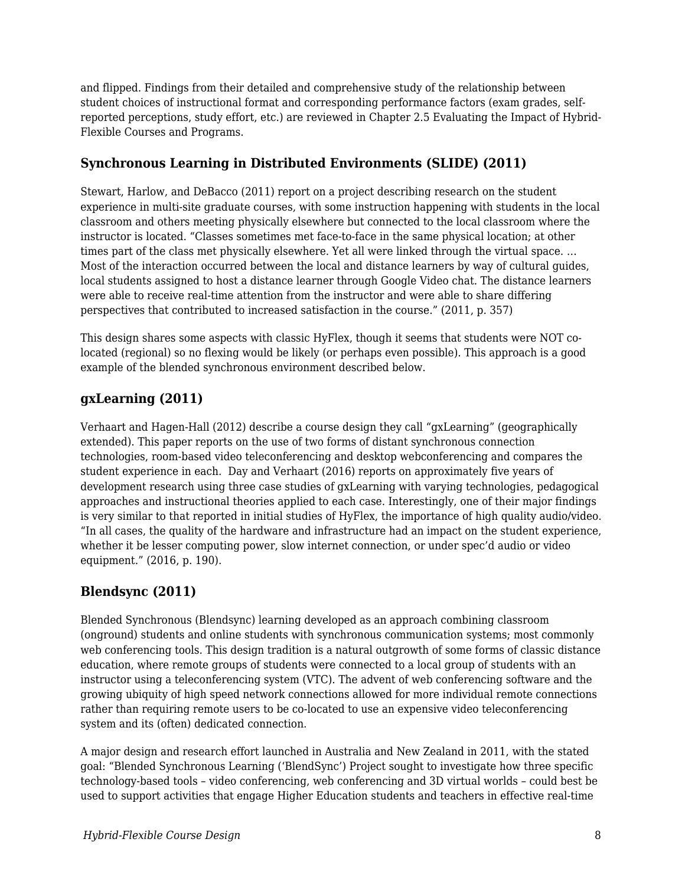and flipped. Findings from their detailed and comprehensive study of the relationship between student choices of instructional format and corresponding performance factors (exam grades, self-reported perceptions, study effort, etc.) are reviewed in Chapter 2.5 Evaluating the Impact of Hybrid-Flexible Courses and Programs.

### Synchronous Learning in Distributed Environments (SLIDE) (2011)

Stewart, Harlow, and DeBacco (2011) report on a project describing research on the student experience in multi-site graduate courses, with some instruction happening with students in the local classroom and others meeting physically elsewhere but connected to the local classroom where the instructor is located. "Classes sometimes met face-to-face in the same physical location; at other times part of the class met physically elsewhere. Yet all were linked through the virtual space. … Most of the interaction occurred between the local and distance learners by way of cultural guides, local students assigned to host a distance learner through Google Video chat. The distance learners were able to receive real-time attention from the instructor and were able to share differing perspectives that contributed to increased satisfaction in the course." (2011, p. 357)

This design shares some aspects with classic HyFlex, though it seems that students were NOT co-located (regional) so no flexing would be likely (or perhaps even possible). This approach is a good example of the blended synchronous environment described below.

### gxLearning (2011)

Verhaart and Hagen-Hall (2012) describe a course design they call "gxLearning" (geographically extended). This paper reports on the use of two forms of distant synchronous connection technologies, room-based video teleconferencing and desktop webconferencing and compares the student experience in each. Day and Verhaart (2016) reports on approximately five years of development research using three case studies of gxLearning with varying technologies, pedagogical approaches and instructional theories applied to each case. Interestingly, one of their major findings is very similar to that reported in initial studies of HyFlex, the importance of high quality audio/video. "In all cases, the quality of the hardware and infrastructure had an impact on the student experience, whether it be lesser computing power, slow internet connection, or under spec'd audio or video equipment." (2016, p. 190).

### Blendsync (2011)

Blended Synchronous (Blendsync) learning developed as an approach combining classroom (onground) students and online students with synchronous communication systems; most commonly web conferencing tools. This design tradition is a natural outgrowth of some forms of classic distance education, where remote groups of students were connected to a local group of students with an instructor using a teleconferencing system (VTC). The advent of web conferencing software and the growing ubiquity of high speed network connections allowed for more individual remote connections rather than requiring remote users to be co-located to use an expensive video teleconferencing system and its (often) dedicated connection.

A major design and research effort launched in Australia and New Zealand in 2011, with the stated goal: "Blended Synchronous Learning ('BlendSync') Project sought to investigate how three specific technology-based tools – video conferencing, web conferencing and 3D virtual worlds – could best be used to support activities that engage Higher Education students and teachers in effective real-time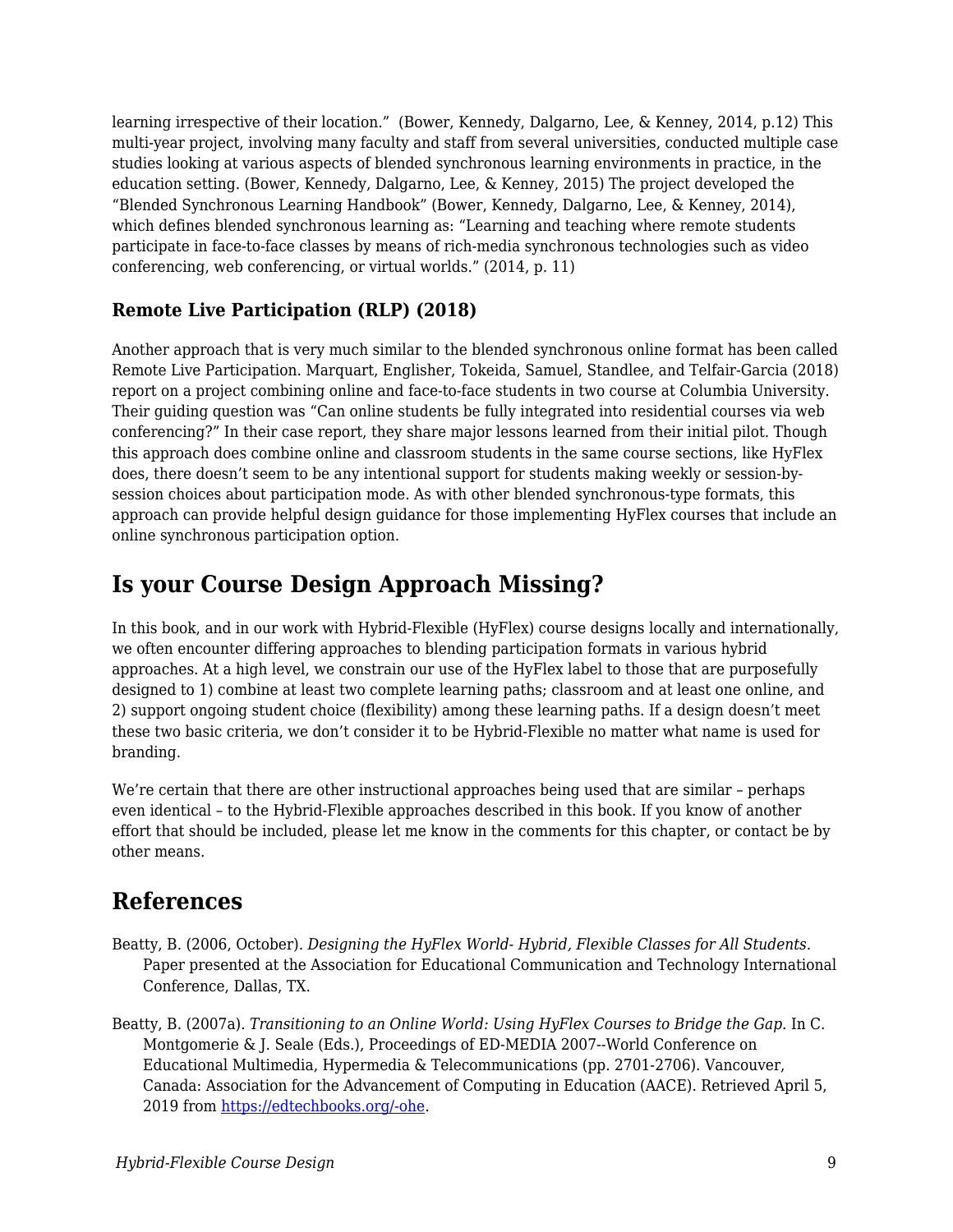learning irrespective of their location." (Bower, Kennedy, Dalgarno, Lee, & Kenney, 2014, p.12) This multi-year project, involving many faculty and staff from several universities, conducted multiple case studies looking at various aspects of blended synchronous learning environments in practice, in the education setting. (Bower, Kennedy, Dalgarno, Lee, & Kenney, 2015) The project developed the "Blended Synchronous Learning Handbook" (Bower, Kennedy, Dalgarno, Lee, & Kenney, 2014), which defines blended synchronous learning as: "Learning and teaching where remote students participate in face-to-face classes by means of rich-media synchronous technologies such as video conferencing, web conferencing, or virtual worlds." (2014, p. 11)

### Remote Live Participation (RLP) (2018)

Another approach that is very much similar to the blended synchronous online format has been called Remote Live Participation. Marquart, Englisher, Tokeida, Samuel, Standlee, and Telfair-Garcia (2018) report on a project combining online and face-to-face students in two course at Columbia University. Their guiding question was "Can online students be fully integrated into residential courses via web conferencing?" In their case report, they share major lessons learned from their initial pilot. Though this approach does combine online and classroom students in the same course sections, like HyFlex does, there doesn't seem to be any intentional support for students making weekly or session-by-session choices about participation mode. As with other blended synchronous-type formats, this approach can provide helpful design guidance for those implementing HyFlex courses that include an online synchronous participation option.

## Is your Course Design Approach Missing?

In this book, and in our work with Hybrid-Flexible (HyFlex) course designs locally and internationally, we often encounter differing approaches to blending participation formats in various hybrid approaches. At a high level, we constrain our use of the HyFlex label to those that are purposefully designed to 1) combine at least two complete learning paths; classroom and at least one online, and 2) support ongoing student choice (flexibility) among these learning paths. If a design doesn't meet these two basic criteria, we don't consider it to be Hybrid-Flexible no matter what name is used for branding.

We're certain that there are other instructional approaches being used that are similar – perhaps even identical – to the Hybrid-Flexible approaches described in this book. If you know of another effort that should be included, please let me know in the comments for this chapter, or contact be by other means.

## References

Beatty, B. (2006, October). *Designing the HyFlex World- Hybrid, Flexible Classes for All Students.* Paper presented at the Association for Educational Communication and Technology International Conference, Dallas, TX.

Beatty, B. (2007a). *Transitioning to an Online World: Using HyFlex Courses to Bridge the Gap.* In C. Montgomerie & J. Seale (Eds.), Proceedings of ED-MEDIA 2007--World Conference on Educational Multimedia, Hypermedia & Telecommunications (pp. 2701-2706). Vancouver, Canada: Association for the Advancement of Computing in Education (AACE). Retrieved April 5, 2019 from [https://edtechbooks.org/-ohe](https://edtechbooks.org/-ohe).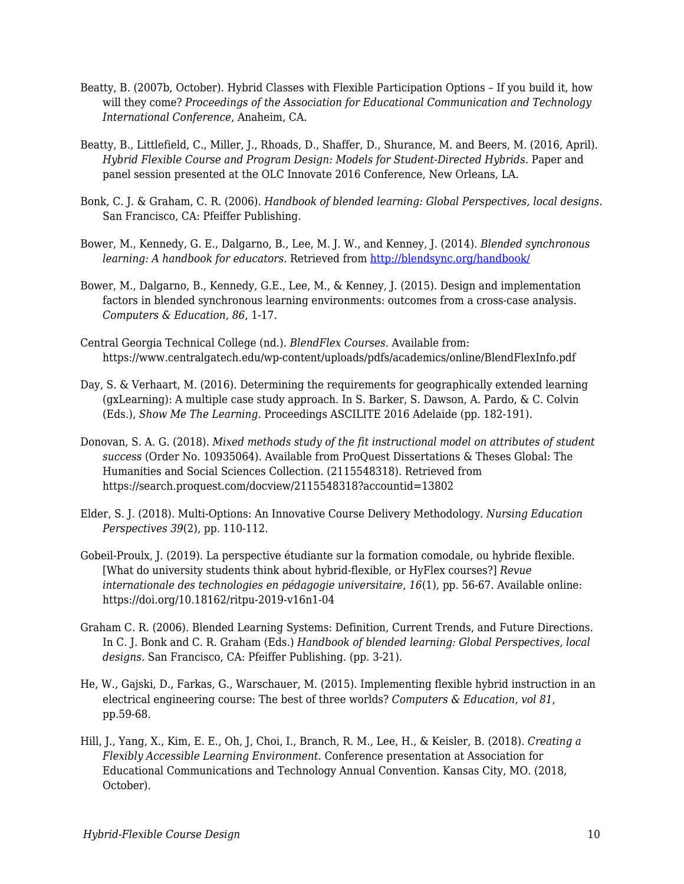Beatty, B. (2007b, October). Hybrid Classes with Flexible Participation Options – If you build it, how will they come? *Proceedings of the Association for Educational Communication and Technology International Conference*, Anaheim, CA.

Beatty, B., Littlefield, C., Miller, J., Rhoads, D., Shaffer, D., Shurance, M. and Beers, M. (2016, April). *Hybrid Flexible Course and Program Design: Models for Student-Directed Hybrids.* Paper and panel session presented at the OLC Innovate 2016 Conference, New Orleans, LA.

Bonk, C. J. & Graham, C. R. (2006). *Handbook of blended learning: Global Perspectives, local designs.* San Francisco, CA: Pfeiffer Publishing.

Bower, M., Kennedy, G. E., Dalgarno, B., Lee, M. J. W., and Kenney, J. (2014). *Blended synchronous learning: A handbook for educators.* Retrieved from [http://blendsync.org/handbook/](http://blendsync.org/handbook/)

Bower, M., Dalgarno, B., Kennedy, G.E., Lee, M., & Kenney, J. (2015). Design and implementation factors in blended synchronous learning environments: outcomes from a cross-case analysis. *Computers & Education, 86*, 1-17.

Central Georgia Technical College (nd.). *BlendFlex Courses.* Available from: https://www.centralgatech.edu/wp-content/uploads/pdfs/academics/online/BlendFlexInfo.pdf

Day, S. & Verhaart, M. (2016). Determining the requirements for geographically extended learning (gxLearning): A multiple case study approach. In S. Barker, S. Dawson, A. Pardo, & C. Colvin (Eds.), *Show Me The Learning.* Proceedings ASCILITE 2016 Adelaide (pp. 182-191).

Donovan, S. A. G. (2018). *Mixed methods study of the fit instructional model on attributes of student success* (Order No. 10935064). Available from ProQuest Dissertations & Theses Global: The Humanities and Social Sciences Collection. (2115548318). Retrieved from https://search.proquest.com/docview/2115548318?accountid=13802

Elder, S. J. (2018). Multi-Options: An Innovative Course Delivery Methodology. *Nursing Education Perspectives 39*(2), pp. 110-112.

Gobeil-Proulx, J. (2019). La perspective étudiante sur la formation comodale, ou hybride flexible. [What do university students think about hybrid-flexible, or HyFlex courses?] *Revue internationale des technologies en pédagogie universitaire*, *16*(1), pp. 56-67. Available online: https://doi.org/10.18162/ritpu-2019-v16n1-04

Graham C. R. (2006). Blended Learning Systems: Definition, Current Trends, and Future Directions. In C. J. Bonk and C. R. Graham (Eds.) *Handbook of blended learning: Global Perspectives, local designs.* San Francisco, CA: Pfeiffer Publishing. (pp. 3-21).

He, W., Gajski, D., Farkas, G., Warschauer, M. (2015). Implementing flexible hybrid instruction in an electrical engineering course: The best of three worlds? *Computers & Education, vol 81*, pp.59-68.

Hill, J., Yang, X., Kim, E. E., Oh, J, Choi, I., Branch, R. M., Lee, H., & Keisler, B. (2018). *Creating a Flexibly Accessible Learning Environment.* Conference presentation at Association for Educational Communications and Technology Annual Convention. Kansas City, MO. (2018, October).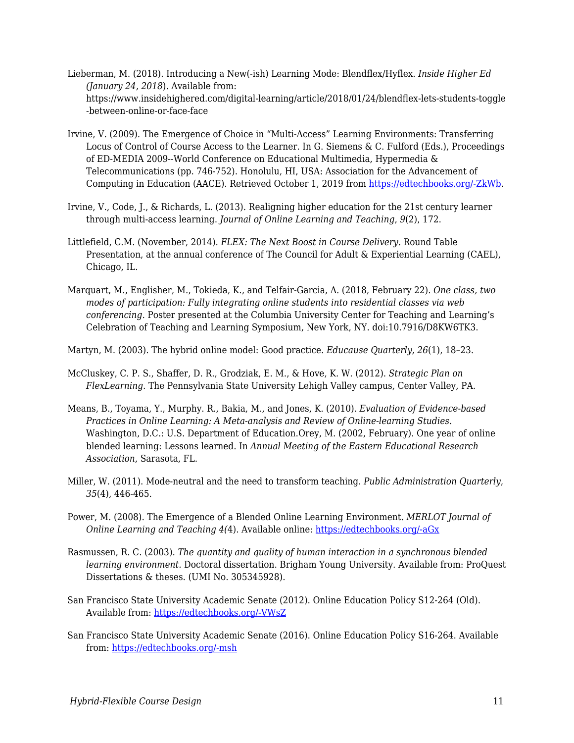Lieberman, M. (2018). Introducing a New(-ish) Learning Mode: Blendflex/Hyflex. *Inside Higher Ed (January 24, 2018*). Available from: https://www.insidehighered.com/digital-learning/article/2018/01/24/blendflex-lets-students-toggle-between-online-or-face-face

Irvine, V. (2009). The Emergence of Choice in "Multi-Access" Learning Environments: Transferring Locus of Control of Course Access to the Learner. In G. Siemens & C. Fulford (Eds.), Proceedings of ED-MEDIA 2009--World Conference on Educational Multimedia, Hypermedia & Telecommunications (pp. 746-752). Honolulu, HI, USA: Association for the Advancement of Computing in Education (AACE). Retrieved October 1, 2019 from https://edtechbooks.org/-ZkWb.

Irvine, V., Code, J., & Richards, L. (2013). Realigning higher education for the 21st century learner through multi-access learning. *Journal of Online Learning and Teaching*, *9*(2), 172.

Littlefield, C.M. (November, 2014). *FLEX: The Next Boost in Course Delivery*. Round Table Presentation, at the annual conference of The Council for Adult & Experiential Learning (CAEL), Chicago, IL.

Marquart, M., Englisher, M., Tokieda, K., and Telfair-Garcia, A. (2018, February 22). *One class, two modes of participation: Fully integrating online students into residential classes via web conferencing*. Poster presented at the Columbia University Center for Teaching and Learning's Celebration of Teaching and Learning Symposium, New York, NY. doi:10.7916/D8KW6TK3.

Martyn, M. (2003). The hybrid online model: Good practice. *Educause Quarterly, 26*(1), 18–23.

McCluskey, C. P. S., Shaffer, D. R., Grodziak, E. M., & Hove, K. W. (2012). *Strategic Plan on FlexLearning*. The Pennsylvania State University Lehigh Valley campus, Center Valley, PA.

Means, B., Toyama, Y., Murphy. R., Bakia, M., and Jones, K. (2010). *Evaluation of Evidence-based Practices in Online Learning: A Meta-analysis and Review of Online-learning Studies*. Washington, D.C.: U.S. Department of Education.Orey, M. (2002, February). One year of online blended learning: Lessons learned. In *Annual Meeting of the Eastern Educational Research Association*, Sarasota, FL.

Miller, W. (2011). Mode-neutral and the need to transform teaching. *Public Administration Quarterly*, *35*(4), 446-465.

Power, M. (2008). The Emergence of a Blended Online Learning Environment. *MERLOT Journal of Online Learning and Teaching 4(*4). Available online: https://edtechbooks.org/-aGx

Rasmussen, R. C. (2003). *The quantity and quality of human interaction in a synchronous blended learning environment*. Doctoral dissertation. Brigham Young University. Available from: ProQuest Dissertations & theses. (UMI No. 305345928).

San Francisco State University Academic Senate (2012). Online Education Policy S12-264 (Old). Available from: https://edtechbooks.org/-VWsZ

San Francisco State University Academic Senate (2016). Online Education Policy S16-264. Available from: https://edtechbooks.org/-msh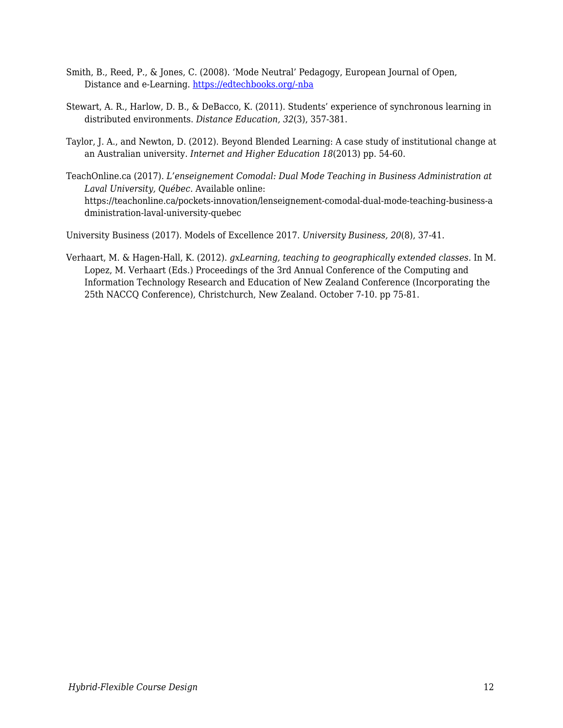Smith, B., Reed, P., & Jones, C. (2008). 'Mode Neutral' Pedagogy, European Journal of Open, Distance and e-Learning. [https://edtechbooks.org/-nba](https://edtechbooks.org/-nba)

Stewart, A. R., Harlow, D. B., & DeBacco, K. (2011). Students' experience of synchronous learning in distributed environments. *Distance Education*, *32*(3), 357-381.

Taylor, J. A., and Newton, D. (2012). Beyond Blended Learning: A case study of institutional change at an Australian university. *Internet and Higher Education 18*(2013) pp. 54-60.

TeachOnline.ca (2017). *L'enseignement Comodal: Dual Mode Teaching in Business Administration at Laval University, Québec*. Available online: https://teachonline.ca/pockets-innovation/lenseignement-comodal-dual-mode-teaching-business-administration-laval-university-quebec

University Business (2017). Models of Excellence 2017. *University Business, 20*(8), 37-41.

Verhaart, M. & Hagen-Hall, K. (2012). *gxLearning, teaching to geographically extended classes.* In M. Lopez, M. Verhaart (Eds.) Proceedings of the 3rd Annual Conference of the Computing and Information Technology Research and Education of New Zealand Conference (Incorporating the 25th NACCQ Conference), Christchurch, New Zealand. October 7-10. pp 75-81.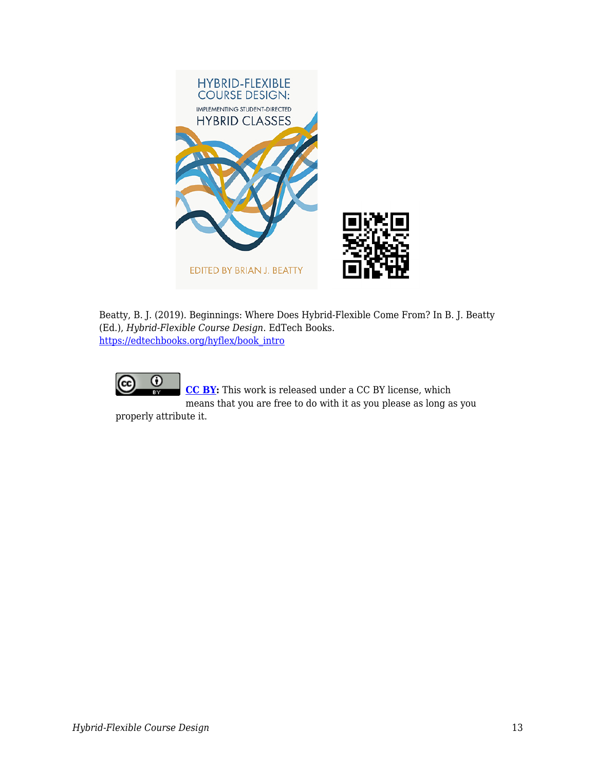Beatty, B. J. (2019). Beginnings: Where Does Hybrid-Flexible Come From? In B. J. Beatty (Ed.), *Hybrid-Flexible Course Design*. EdTech Books. https://edtechbooks.org/hyflex/book_intro

**CC BY:** This work is released under a CC BY license, which means that you are free to do with it as you please as long as you properly attribute it.